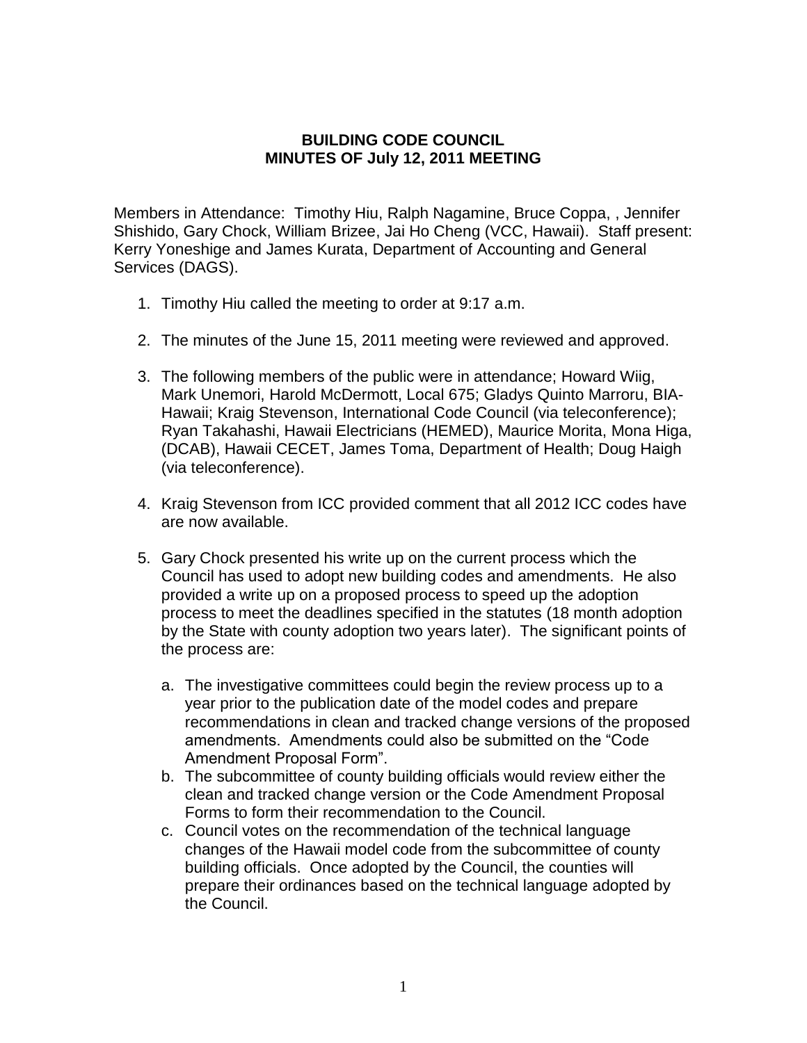**BUILDING CODE COUNCIL**
**MINUTES OF July 12, 2011 MEETING**

Members in Attendance: Timothy Hiu, Ralph Nagamine, Bruce Coppa, , Jennifer Shishido, Gary Chock, William Brizee, Jai Ho Cheng (VCC, Hawaii). Staff present: Kerry Yoneshige and James Kurata, Department of Accounting and General Services (DAGS).

1. Timothy Hiu called the meeting to order at 9:17 a.m.

2. The minutes of the June 15, 2011 meeting were reviewed and approved.

3. The following members of the public were in attendance; Howard Wiig, Mark Unemori, Harold McDermott, Local 675; Gladys Quinto Marroru, BIA-Hawaii; Kraig Stevenson, International Code Council (via teleconference); Ryan Takahashi, Hawaii Electricians (HEMED), Maurice Morita, Mona Higa, (DCAB), Hawaii CECET, James Toma, Department of Health; Doug Haigh (via teleconference).

4. Kraig Stevenson from ICC provided comment that all 2012 ICC codes have are now available.

5. Gary Chock presented his write up on the current process which the Council has used to adopt new building codes and amendments. He also provided a write up on a proposed process to speed up the adoption process to meet the deadlines specified in the statutes (18 month adoption by the State with county adoption two years later). The significant points of the process are:

   a. The investigative committees could begin the review process up to a year prior to the publication date of the model codes and prepare recommendations in clean and tracked change versions of the proposed amendments. Amendments could also be submitted on the "Code Amendment Proposal Form".
   b. The subcommittee of county building officials would review either the clean and tracked change version or the Code Amendment Proposal Forms to form their recommendation to the Council.
   c. Council votes on the recommendation of the technical language changes of the Hawaii model code from the subcommittee of county building officials. Once adopted by the Council, the counties will prepare their ordinances based on the technical language adopted by the Council.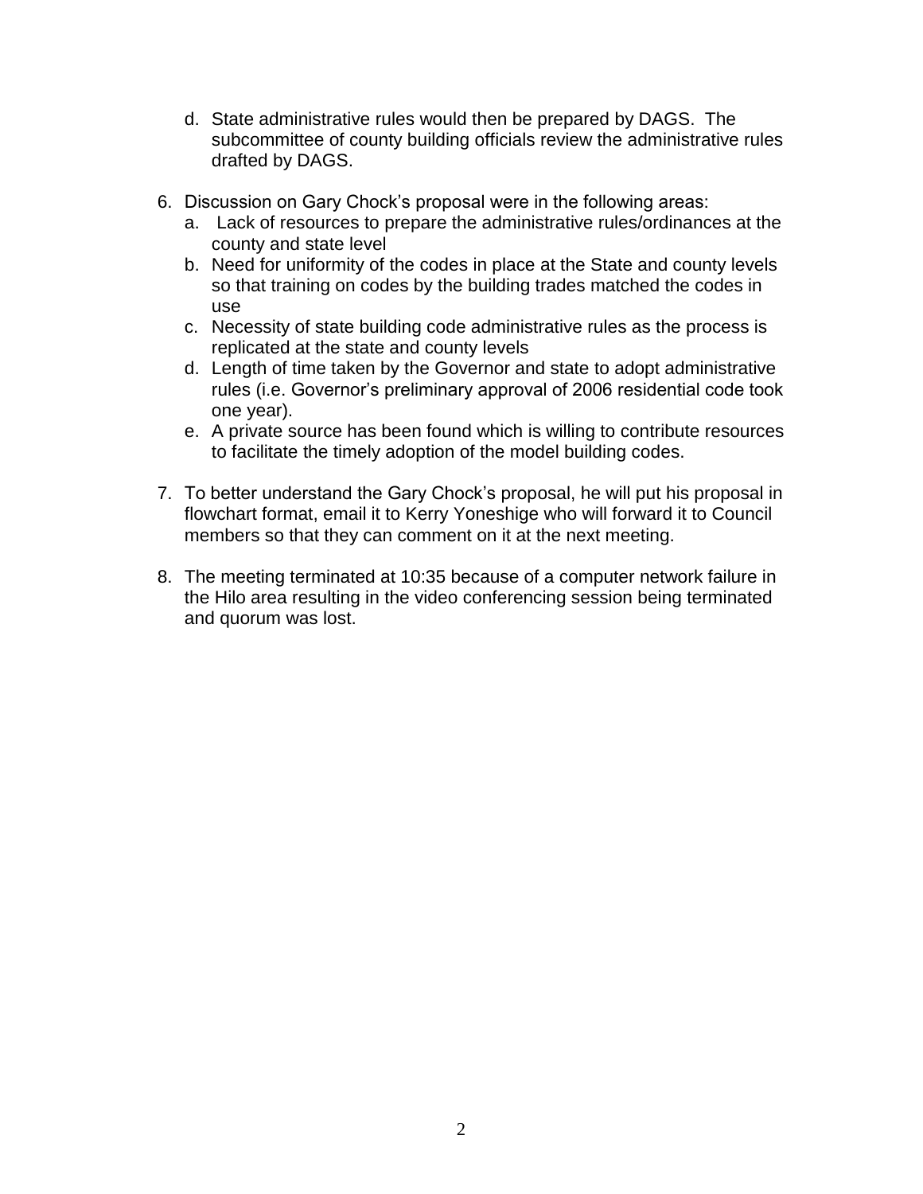d. State administrative rules would then be prepared by DAGS. The subcommittee of county building officials review the administrative rules drafted by DAGS.

6. Discussion on Gary Chock's proposal were in the following areas:
   a. Lack of resources to prepare the administrative rules/ordinances at the county and state level
   b. Need for uniformity of the codes in place at the State and county levels so that training on codes by the building trades matched the codes in use
   c. Necessity of state building code administrative rules as the process is replicated at the state and county levels
   d. Length of time taken by the Governor and state to adopt administrative rules (i.e. Governor's preliminary approval of 2006 residential code took one year).
   e. A private source has been found which is willing to contribute resources to facilitate the timely adoption of the model building codes.

7. To better understand the Gary Chock's proposal, he will put his proposal in flowchart format, email it to Kerry Yoneshige who will forward it to Council members so that they can comment on it at the next meeting.

8. The meeting terminated at 10:35 because of a computer network failure in the Hilo area resulting in the video conferencing session being terminated and quorum was lost.